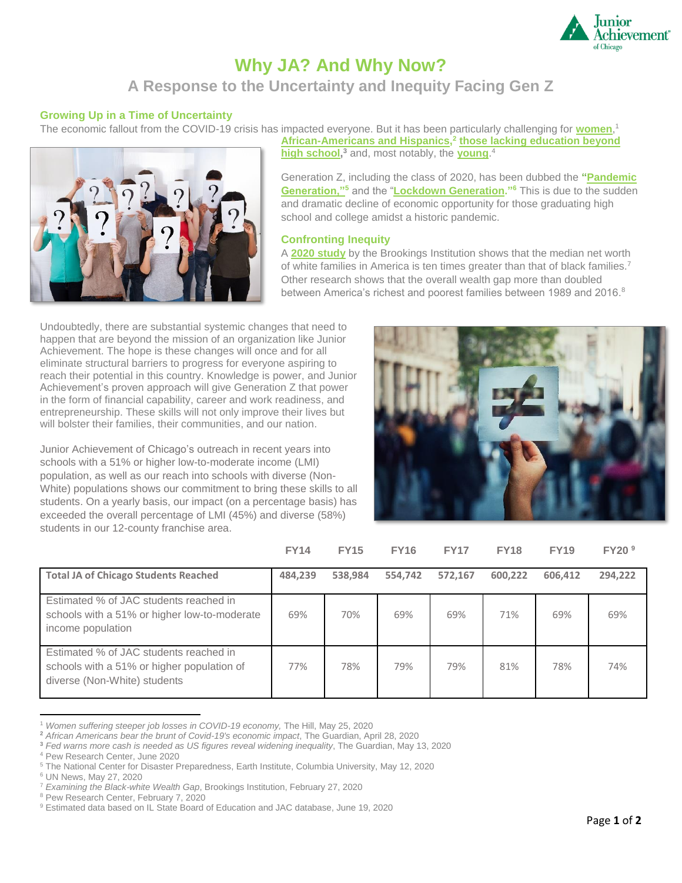# Why JA? And Why Now?

## A Response to the Uncertainty and Inequity Facing Gen Z

### Growing Up in a Time of Uncertainty

The economic fallout from the COVID-19 crisis has impacted everyone. But it has been particularly challenging for **women**,[1] **African-Americans and Hispanics,**[2] **those lacking education beyond high school**,[3] and, most notably, the **young**.[4]

Generation Z, including the class of 2020, has been dubbed the **"Pandemic Generation,"**[5] and the "**Lockdown Generation**."[6] This is due to the sudden and dramatic decline of economic opportunity for those graduating high school and college amidst a historic pandemic.

### Confronting Inequity

A **2020 study** by the Brookings Institution shows that the median net worth of white families in America is ten times greater than that of black families.[7] Other research shows that the overall wealth gap more than doubled between America's richest and poorest families between 1989 and 2016.[8]

Undoubtedly, there are substantial systemic changes that need to happen that are beyond the mission of an organization like Junior Achievement. The hope is these changes will once and for all eliminate structural barriers to progress for everyone aspiring to reach their potential in this country. Knowledge is power, and Junior Achievement's proven approach will give Generation Z that power in the form of financial capability, career and work readiness, and entrepreneurship. These skills will not only improve their lives but will bolster their families, their communities, and our nation.

Junior Achievement of Chicago's outreach in recent years into schools with a 51% or higher low-to-moderate income (LMI) population, as well as our reach into schools with diverse (Non-White) populations shows our commitment to bring these skills to all students. On a yearly basis, our impact (on a percentage basis) has exceeded the overall percentage of LMI (45%) and diverse (58%) students in our 12-county franchise area.

| | FY14 | FY15 | FY16 | FY17 | FY18 | FY19 | FY20 [9] |
|---|---|---|---|---|---|---|---|
| **Total JA of Chicago Students Reached** | 484,239 | 538,984 | 554,742 | 572,167 | 600,222 | 606,412 | 294,222 |
| Estimated % of JAC students reached in schools with a 51% or higher low-to-moderate income population | 69% | 70% | 69% | 69% | 71% | 69% | 69% |
| Estimated % of JAC students reached in schools with a 51% or higher population of diverse (Non-White) students | 77% | 78% | 79% | 79% | 81% | 78% | 74% |

---

[1] *Women suffering steeper job losses in COVID-19 economy,* The Hill, May 25, 2020
[2] *African Americans bear the brunt of Covid-19's economic impact*, The Guardian, April 28, 2020
[3] *Fed warns more cash is needed as US figures reveal widening inequality*, The Guardian, May 13, 2020
[4] Pew Research Center, June 2020
[5] The National Center for Disaster Preparedness, Earth Institute, Columbia University, May 12, 2020
[6] UN News, May 27, 2020
[7] *Examining the Black-white Wealth Gap*, Brookings Institution, February 27, 2020
[8] Pew Research Center, February 7, 2020
[9] Estimated data based on IL State Board of Education and JAC database, June 19, 2020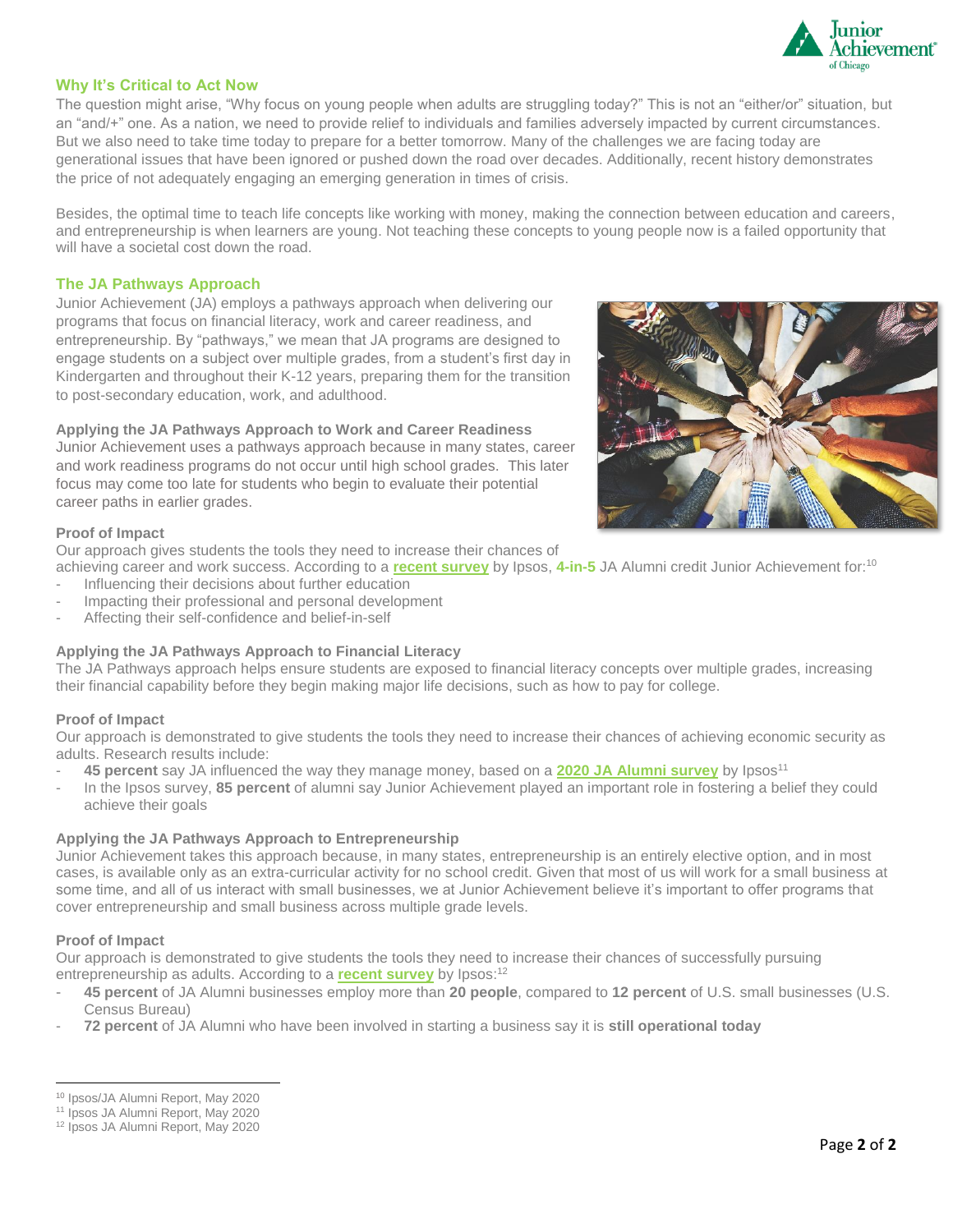## Why It's Critical to Act Now

The question might arise, "Why focus on young people when adults are struggling today?" This is not an "either/or" situation, but an "and/+" one. As a nation, we need to provide relief to individuals and families adversely impacted by current circumstances. But we also need to take time today to prepare for a better tomorrow. Many of the challenges we are facing today are generational issues that have been ignored or pushed down the road over decades. Additionally, recent history demonstrates the price of not adequately engaging an emerging generation in times of crisis.

Besides, the optimal time to teach life concepts like working with money, making the connection between education and careers, and entrepreneurship is when learners are young. Not teaching these concepts to young people now is a failed opportunity that will have a societal cost down the road.

## The JA Pathways Approach

Junior Achievement (JA) employs a pathways approach when delivering our programs that focus on financial literacy, work and career readiness, and entrepreneurship. By "pathways," we mean that JA programs are designed to engage students on a subject over multiple grades, from a student's first day in Kindergarten and throughout their K-12 years, preparing them for the transition to post-secondary education, work, and adulthood.

### Applying the JA Pathways Approach to Work and Career Readiness

Junior Achievement uses a pathways approach because in many states, career and work readiness programs do not occur until high school grades. This later focus may come too late for students who begin to evaluate their potential career paths in earlier grades.

#### Proof of Impact

Our approach gives students the tools they need to increase their chances of achieving career and work success. According to a **recent survey** by Ipsos, **4-in-5** JA Alumni credit Junior Achievement for:[10]

- Influencing their decisions about further education
- Impacting their professional and personal development
- Affecting their self-confidence and belief-in-self

### Applying the JA Pathways Approach to Financial Literacy

The JA Pathways approach helps ensure students are exposed to financial literacy concepts over multiple grades, increasing their financial capability before they begin making major life decisions, such as how to pay for college.

#### Proof of Impact

Our approach is demonstrated to give students the tools they need to increase their chances of achieving economic security as adults. Research results include:

- **45 percent** say JA influenced the way they manage money, based on a **2020 JA Alumni survey** by Ipsos[11]
- In the Ipsos survey, **85 percent** of alumni say Junior Achievement played an important role in fostering a belief they could achieve their goals

### Applying the JA Pathways Approach to Entrepreneurship

Junior Achievement takes this approach because, in many states, entrepreneurship is an entirely elective option, and in most cases, is available only as an extra-curricular activity for no school credit. Given that most of us will work for a small business at some time, and all of us interact with small businesses, we at Junior Achievement believe it's important to offer programs that cover entrepreneurship and small business across multiple grade levels.

#### Proof of Impact

Our approach is demonstrated to give students the tools they need to increase their chances of successfully pursuing entrepreneurship as adults. According to a **recent survey** by Ipsos:[12]

- **45 percent** of JA Alumni businesses employ more than **20 people**, compared to **12 percent** of U.S. small businesses (U.S. Census Bureau)
- **72 percent** of JA Alumni who have been involved in starting a business say it is **still operational today**

---

[10] Ipsos/JA Alumni Report, May 2020
[11] Ipsos JA Alumni Report, May 2020
[12] Ipsos JA Alumni Report, May 2020